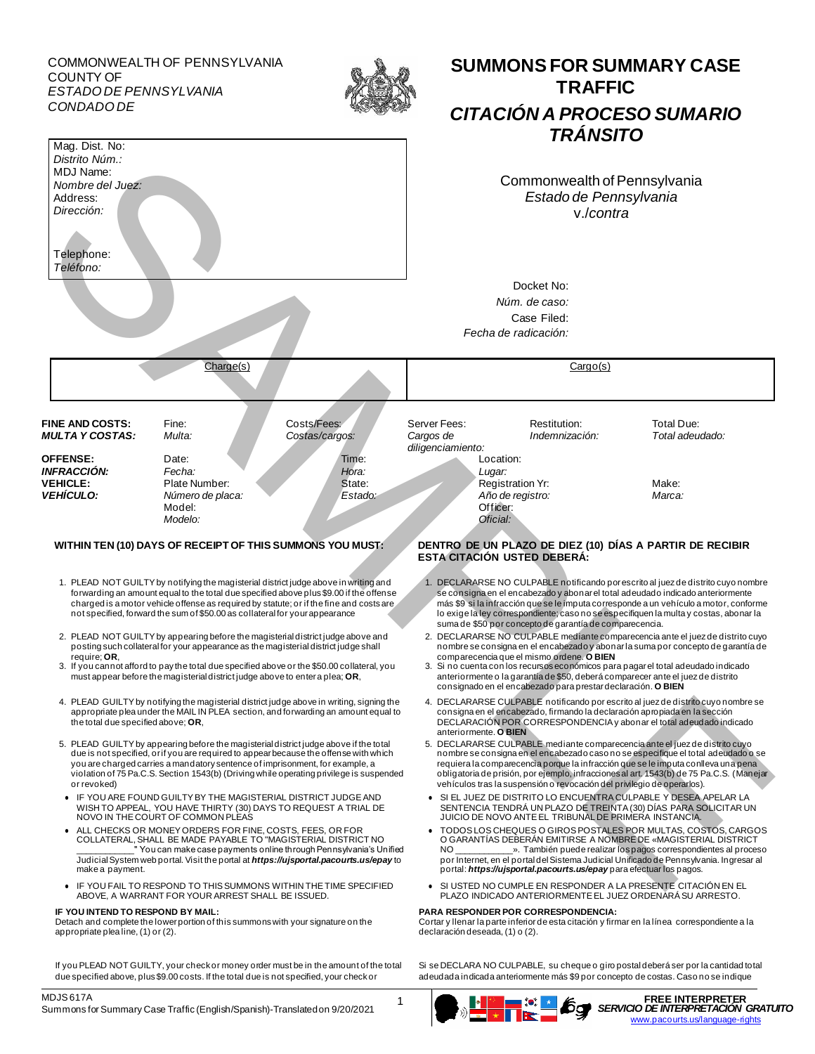COMMONWEALTH OF PENNSYLVANIA
COUNTY OF
*ESTADO DE PENNSYLVANIA*
*CONDADO DE*

# SUMMONS FOR SUMMARY CASE TRAFFIC
# *CITACIÓN A PROCESO SUMARIO TRÁNSITO*

Mag. Dist. No:
*Distrito Núm.:*
MDJ Name:
*Nombre del Juez:*
Address:
*Dirección:*

Telephone:
*Teléfono:*

Commonwealth of Pennsylvania
*Estado de Pennsylvania*
v./*contra*

Docket No:
*Núm. de caso:*
Case Filed:
*Fecha de radicación:*

| Charge(s) | Cargo(s) |
|---|---|
| | |

**FINE AND COSTS:** / ***MULTA Y COSTAS:*** Fine: / *Multa:* Costs/Fees: / *Costas/cargos:* Server Fees: / *Cargos de diligenciamiento:* Restitution: / *Indemnización:* Total Due: / *Total adeudado:*

**OFFENSE:** / ***INFRACCIÓN:*** Date: / *Fecha:* Time: / *Hora:* Location: / *Lugar:*

**VEHICLE:** / ***VEHÍCULO:*** Plate Number: / *Número de placa:* State: / *Estado:* Registration Yr: / *Año de registro:* Make: / *Marca:*
Model: / *Modelo:* Officer: / *Oficial:*

**WITHIN TEN (10) DAYS OF RECEIPT OF THIS SUMMONS YOU MUST:**

1. PLEAD NOT GUILTY by notifying the magisterial district judge above in writing and forwarding an amount equal to the total due specified above plus $9.00 if the offense charged is a motor vehicle offense as required by statute; or if the fine and costs are not specified, forward the sum of $50.00 as collateral for your appearance
2. PLEAD NOT GUILTY by appearing before the magisterial district judge above and posting such collateral for your appearance as the magisterial district judge shall require; **OR**,
3. If you cannot afford to pay the total due specified above or the $50.00 collateral, you must appear before the magisterial district judge above to enter a plea; **OR**,
4. PLEAD GUILTY by notifying the magisterial district judge above in writing, signing the appropriate plea under the MAIL IN PLEA section, and forwarding an amount equal to the total due specified above; **OR**,
5. PLEAD GUILTY by appearing before the magisterial district judge above if the total due is not specified, or if you are required to appear because the offense with which you are charged carries a mandatory sentence of imprisonment, for example, a violation of 75 Pa.C.S. Section 1543(b) (Driving while operating privilege is suspended or revoked)

- IF YOU ARE FOUND GUILTY BY THE MAGISTERIAL DISTRICT JUDGE AND WISH TO APPEAL, YOU HAVE THIRTY (30) DAYS TO REQUEST A TRIAL DE NOVO IN THE COURT OF COMMON PLEAS
- ALL CHECKS OR MONEY ORDERS FOR FINE, COSTS, FEES, OR FOR COLLATERAL, SHALL BE MADE PAYABLE TO "MAGISTERIAL DISTRICT NO ___________" You can make case payments online through Pennsylvania's Unified Judicial System web portal. Visit the portal at ***https://ujsportal.pacourts.us/epay*** to make a payment.
- IF YOU FAIL TO RESPOND TO THIS SUMMONS WITHIN THE TIME SPECIFIED ABOVE, A WARRANT FOR YOUR ARREST SHALL BE ISSUED.

**IF YOU INTEND TO RESPOND BY MAIL:**
Detach and complete the lower portion of this summons with your signature on the appropriate plea line, (1) or (2).

If you PLEAD NOT GUILTY, your check or money order must be in the amount of the total due specified above, plus $9.00 costs. If the total due is not specified, your check or

**DENTRO DE UN PLAZO DE DIEZ (10) DÍAS A PARTIR DE RECIBIR ESTA CITACIÓN USTED DEBERÁ:**

1. DECLARARSE NO CULPABLE notificando por escrito al juez de distrito cuyo nombre se consigna en el encabezado y abonar el total adeudado indicado anteriormente más $9 si la infracción que se le imputa corresponde a un vehículo a motor, conforme lo exige la ley correspondiente; caso no se especifiquen la multa y costas, abonar la suma de $50 por concepto de garantía de comparecencia.
2. DECLARARSE NO CULPABLE mediante comparecencia ante el juez de distrito cuyo nombre se consigna en el encabezado y abonar la suma por concepto de garantía de comparecencia que el mismo ordene. **O BIEN**
3. Si no cuenta con los recursos económicos para pagar el total adeudado indicado anteriormente o la garantía de $50, deberá comparecer ante el juez de distrito consignado en el encabezado para prestar declaración. **O BIEN**
4. DECLARARSE CULPABLE notificando por escrito al juez de distrito cuyo nombre se consigna en el encabezado, firmando la declaración apropiada en la sección DECLARACIÓN POR CORRESPONDENCIA y abonar el total adeudado indicado anteriormente. **O BIEN**
5. DECLARARSE CULPABLE mediante comparecencia ante el juez de distrito cuyo nombre se consigna en el encabezado caso no se especifique el total adeudado o se requiera la comparecencia porque la infracción que se le imputa conlleva una pena obligatoria de prisión, por ejemplo, infracciones al art. 1543(b) de 75 Pa.C.S. (Manejar vehículos tras la suspensión o revocación del privilegio de operarlos).

- SI EL JUEZ DE DISTRITO LO ENCUENTRA CULPABLE Y DESEA APELAR LA SENTENCIA TENDRÁ UN PLAZO DE TREINTA (30) DÍAS PARA SOLICITAR UN JUICIO DE NOVO ANTE EL TRIBUNAL DE PRIMERA INSTANCIA.
- TODOS LOS CHEQUES O GIROS POSTALES POR MULTAS, COSTOS, CARGOS O GARANTÍAS DEBERÁN EMITIRSE A NOMBRE DE «MAGISTERIAL DISTRICT NO ___________». También puede realizar los pagos correspondientes al proceso por Internet, en el portal del Sistema Judicial Unificado de Pennsylvania. Ingresar al portal: ***https://ujsportal.pacourts.us/epay*** para efectuar los pagos.
- SI USTED NO CUMPLE EN RESPONDER A LA PRESENTE CITACIÓN EN EL PLAZO INDICADO ANTERIORMENTE EL JUEZ ORDENARÁ SU ARRESTO.

**PARA RESPONDER POR CORRESPONDENCIA:**
Cortar y llenar la parte inferior de esta citación y firmar en la línea correspondiente a la declaración deseada, (1) o (2).

Si se DECLARA NO CULPABLE, su cheque o giro postal deberá ser por la cantidad total adeudada indicada anteriormente más $9 por concepto de costas. Caso no se indique

MDJS 617A
Summons for Summary Case Traffic (English/Spanish)-Translated on 9/20/2021

**FREE INTERPRETER**
***SERVICIO DE INTERPRETACIÓN GRATUITO***
www.pacourts.us/language-rights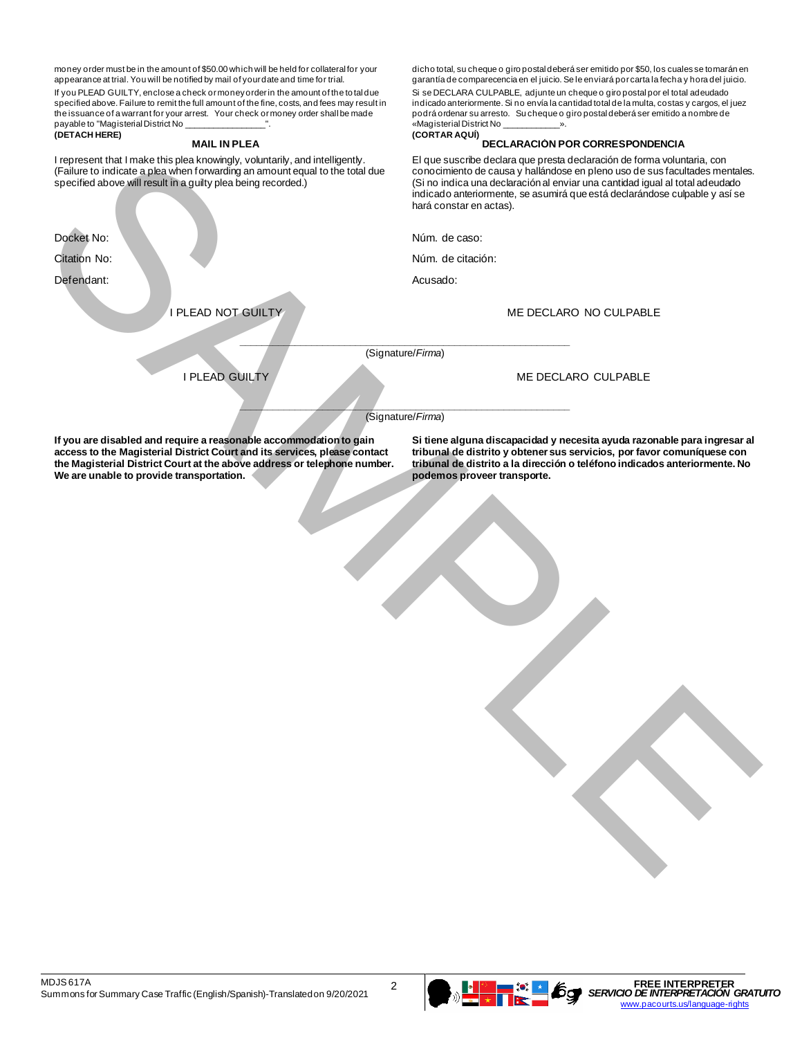money order must be in the amount of $50.00 which will be held for collateral for your appearance at trial. You will be notified by mail of your date and time for trial.

If you PLEAD GUILTY, enclose a check or money order in the amount of the total due specified above. Failure to remit the full amount of the fine, costs, and fees may result in the issuance of a warrant for your arrest. Your check or money order shall be made payable to "Magisterial District No ________________".

dicho total, su cheque o giro postal deberá ser emitido por $50, los cuales se tomarán en garantía de comparecencia en el juicio. Se le enviará por carta la fecha y hora del juicio.

Si se DECLARA CULPABLE, adjunte un cheque o giro postal por el total adeudado indicado anteriormente. Si no envía la cantidad total de la multa, costas y cargos, el juez podrá ordenar su arresto. Su cheque o giro postal deberá ser emitido a nombre de «Magisterial District No ___________».

**(DETACH HERE)**

**(CORTAR AQUÍ)**

**MAIL IN PLEA**

**DECLARACIÓN POR CORRESPONDENCIA**

I represent that I make this plea knowingly, voluntarily, and intelligently. (Failure to indicate a plea when forwarding an amount equal to the total due specified above will result in a guilty plea being recorded.)

El que suscribe declara que presta declaración de forma voluntaria, con conocimiento de causa y hallándose en pleno uso de sus facultades mentales. (Si no indica una declaración al enviar una cantidad igual al total adeudado indicado anteriormente, se asumirá que está declarándose culpable y así se hará constar en actas).

Docket No: / Núm. de caso:

Citation No: / Núm. de citación:

Defendant: / Acusado:

I PLEAD NOT GUILTY — ME DECLARO NO CULPABLE

_______________________________________________
(Signature/*Firma*)

I PLEAD GUILTY — ME DECLARO CULPABLE

_______________________________________________
(Signature/*Firma*)

**If you are disabled and require a reasonable accommodation to gain access to the Magisterial District Court and its services, please contact the Magisterial District Court at the above address or telephone number. We are unable to provide transportation.**

**Si tiene alguna discapacidad y necesita ayuda razonable para ingresar al tribunal de distrito y obtener sus servicios, por favor comuníquese con tribunal de distrito a la dirección o teléfono indicados anteriormente. No podemos proveer transporte.**

SAMPLE

MDJS 617A
Summons for Summary Case Traffic (English/Spanish)-Translated on 9/20/2021

**FREE INTERPRETER**
***SERVICIO DE INTERPRETACIÓN GRATUITO***
www.pacourts.us/language-rights